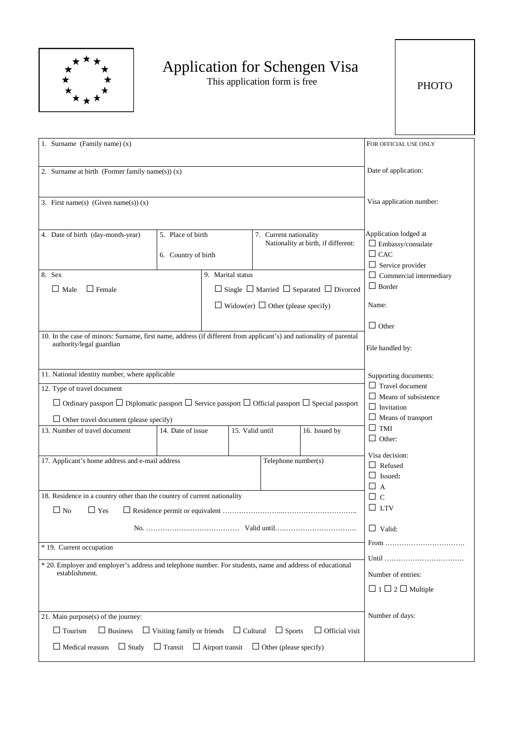# Application for Schengen Visa

This application form is free

PHOTO

| | FOR OFFICIAL USE ONLY |
|---|---|
| 1. Surname (Family name) (x) | |
| 2. Surname at birth (Former family name(s)) (x) | Date of application: |
| 3. First name(s) (Given name(s)) (x) | Visa application number: |
| 4. Date of birth (day-month-year) / 5. Place of birth / 6. Country of birth / 7. Current nationality — Nationality at birth, if different: | Application lodged at<br>☐ Embassy/consulate<br>☐ CAC<br>☐ Service provider<br>☐ Commercial intermediary<br>☐ Border |
| 8. Sex<br>☐ Male ☐ Female<br>9. Marital status<br>☐ Single ☐ Married ☐ Separated ☐ Divorced ☐ Widow(er) ☐ Other (please specify) | Name:<br><br>☐ Other |
| 10. In the case of minors: Surname, first name, address (if different from applicant's) and nationality of parental authority/legal guardian | File handled by: |
| 11. National identity number, where applicable | Supporting documents: |
| 12. Type of travel document<br>☐ Ordinary passport ☐ Diplomatic passport ☐ Service passport ☐ Official passport ☐ Special passport<br>☐ Other travel document (please specify) | ☐ Travel document<br>☐ Means of subsistence<br>☐ Invitation<br>☐ Means of transport |
| 13. Number of travel document / 14. Date of issue / 15. Valid until / 16. Issued by | ☐ TMI<br>☐ Other: |
| 17. Applicant's home address and e-mail address / Telephone number(s) | Visa decision:<br>☐ Refused<br>☐ Issued:<br>☐ A<br>☐ C<br>☐ LTV |
| 18. Residence in a country other than the country of current nationality<br>☐ No ☐ Yes ☐ Residence permit or equivalent ……………………………………………….<br>No. ………………………………… Valid until……………………………… | ☐ Valid: |
| * 19. Current occupation | From ……………………………. |
| * 20. Employer and employer's address and telephone number. For students, name and address of educational establishment. | Until …………………………….<br>Number of entries:<br>☐ 1 ☐ 2 ☐ Multiple |
| 21. Main purpose(s) of the journey:<br>☐ Tourism ☐ Business ☐ Visiting family or friends ☐ Cultural ☐ Sports ☐ Official visit<br>☐ Medical reasons ☐ Study ☐ Transit ☐ Airport transit ☐ Other (please specify) | Number of days: |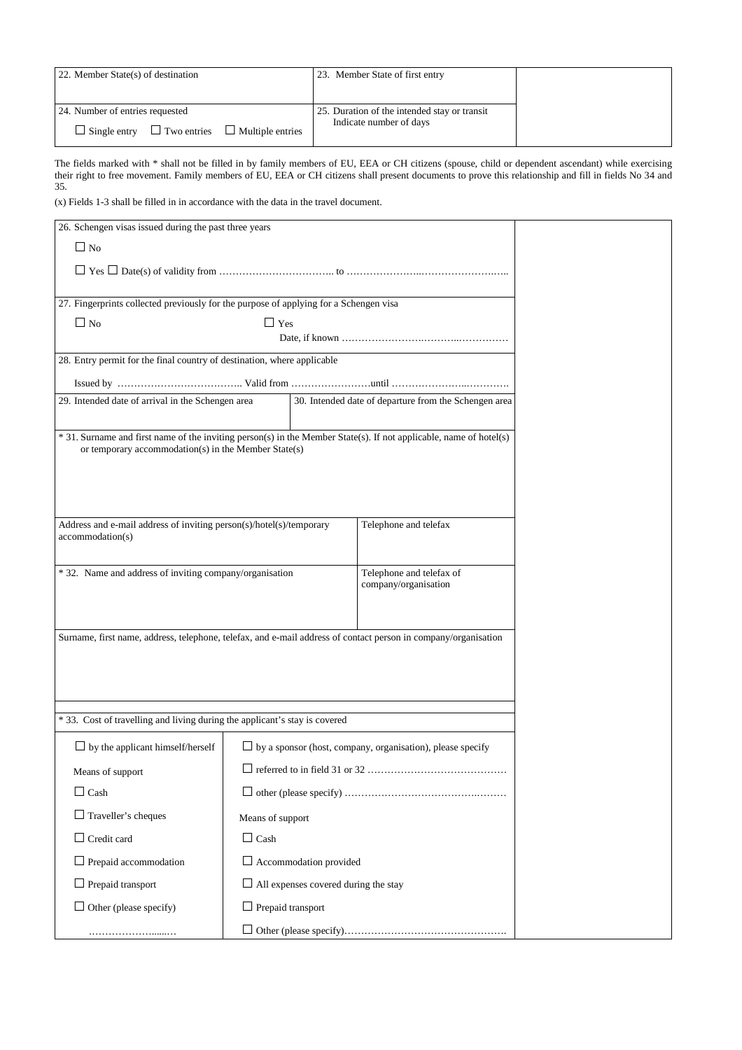| 22. Member State(s) of destination | 23. Member State of first entry | |
|---|---|---|
| 24. Number of entries requested<br>☐ Single entry ☐ Two entries ☐ Multiple entries | 25. Duration of the intended stay or transit<br>Indicate number of days | |

The fields marked with * shall not be filled in by family members of EU, EEA or CH citizens (spouse, child or dependent ascendant) while exercising their right to free movement. Family members of EU, EEA or CH citizens shall present documents to prove this relationship and fill in fields No 34 and 35.

(x) Fields 1-3 shall be filled in in accordance with the data in the travel document.

| | | |
|---|---|---|
| 26. Schengen visas issued during the past three years<br>☐ No<br>☐ Yes ☐ Date(s) of validity from …………………………….. to ………………..…………………..….. | | |
| 27. Fingerprints collected previously for the purpose of applying for a Schengen visa<br>☐ No ☐ Yes<br>Date, if known ……………………..………..…………… | | |
| 28. Entry permit for the final country of destination, where applicable<br>Issued by ……………………………….. Valid from ……………………until ………………..…………. | | |
| 29. Intended date of arrival in the Schengen area | 30. Intended date of departure from the Schengen area | |
| * 31. Surname and first name of the inviting person(s) in the Member State(s). If not applicable, name of hotel(s) or temporary accommodation(s) in the Member State(s) | | |
| Address and e-mail address of inviting person(s)/hotel(s)/temporary accommodation(s) | Telephone and telefax | |
| * 32. Name and address of inviting company/organisation | Telephone and telefax of company/organisation | |
| Surname, first name, address, telephone, telefax, and e-mail address of contact person in company/organisation | | |
| * 33. Cost of travelling and living during the applicant's stay is covered | | |
| ☐ by the applicant himself/herself | ☐ by a sponsor (host, company, organisation), please specify | |
| Means of support | ☐ referred to in field 31 or 32 …………………………………… | |
| ☐ Cash | ☐ other (please specify) ……………………………………..……… | |
| ☐ Traveller's cheques | Means of support | |
| ☐ Credit card | ☐ Cash | |
| ☐ Prepaid accommodation | ☐ Accommodation provided | |
| ☐ Prepaid transport | ☐ All expenses covered during the stay | |
| ☐ Other (please specify) | ☐ Prepaid transport | |
| …………………....… | ☐ Other (please specify)…………………………………………. | |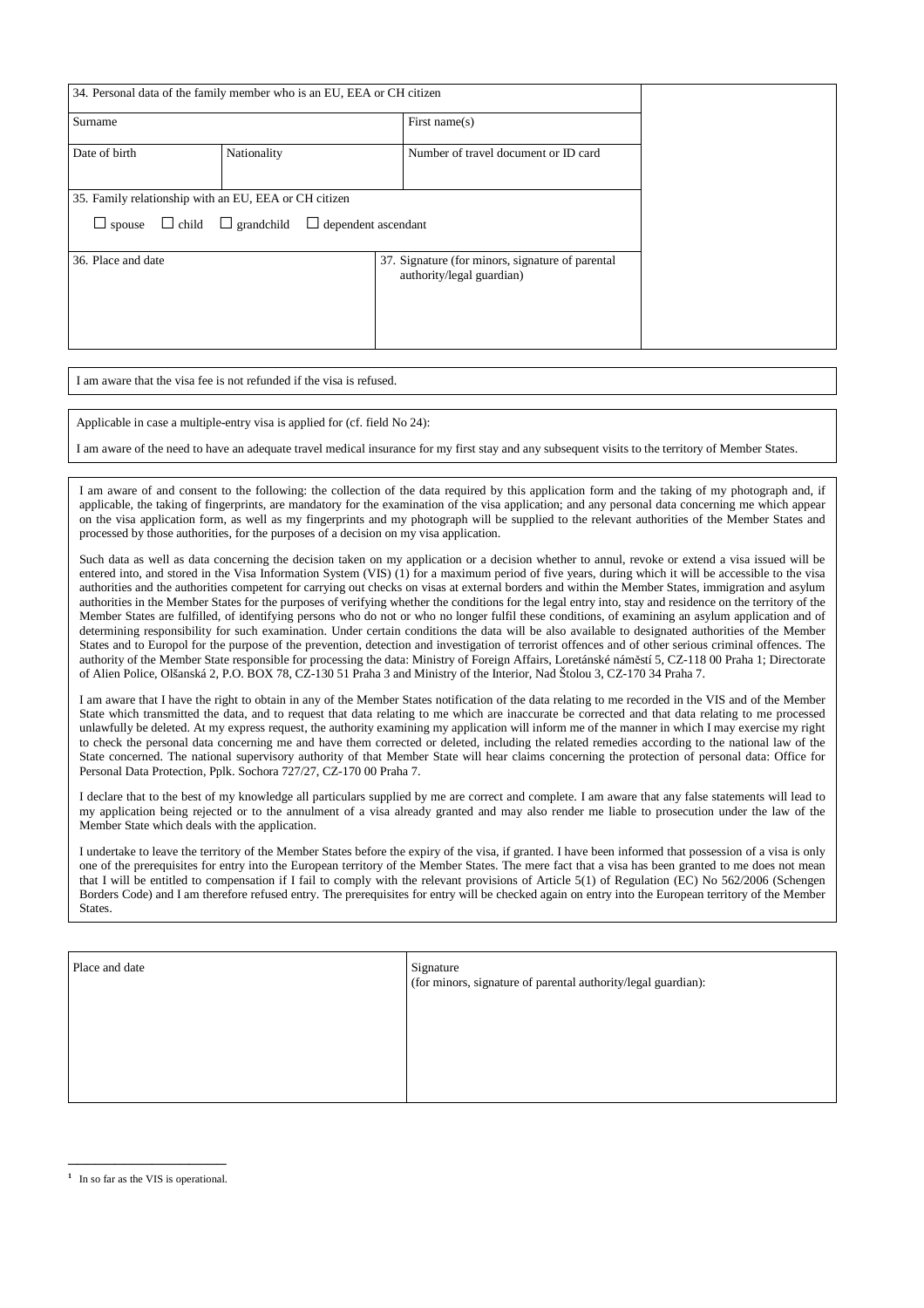| 34. Personal data of the family member who is an EU, EEA or CH citizen | | |
|---|---|---|
| Surname | | First name(s) |
| Date of birth | Nationality | Number of travel document or ID card |
| 35. Family relationship with an EU, EEA or CH citizen<br>☐ spouse ☐ child ☐ grandchild ☐ dependent ascendant | | |
| 36. Place and date | | 37. Signature (for minors, signature of parental authority/legal guardian) |

I am aware that the visa fee is not refunded if the visa is refused.

Applicable in case a multiple-entry visa is applied for (cf. field No 24):

I am aware of the need to have an adequate travel medical insurance for my first stay and any subsequent visits to the territory of Member States.

I am aware of and consent to the following: the collection of the data required by this application form and the taking of my photograph and, if applicable, the taking of fingerprints, are mandatory for the examination of the visa application; and any personal data concerning me which appear on the visa application form, as well as my fingerprints and my photograph will be supplied to the relevant authorities of the Member States and processed by those authorities, for the purposes of a decision on my visa application.

Such data as well as data concerning the decision taken on my application or a decision whether to annul, revoke or extend a visa issued will be entered into, and stored in the Visa Information System (VIS) (1) for a maximum period of five years, during which it will be accessible to the visa authorities and the authorities competent for carrying out checks on visas at external borders and within the Member States, immigration and asylum authorities in the Member States for the purposes of verifying whether the conditions for the legal entry into, stay and residence on the territory of the Member States are fulfilled, of identifying persons who do not or who no longer fulfil these conditions, of examining an asylum application and of determining responsibility for such examination. Under certain conditions the data will be also available to designated authorities of the Member States and to Europol for the purpose of the prevention, detection and investigation of terrorist offences and of other serious criminal offences. The authority of the Member State responsible for processing the data: Ministry of Foreign Affairs, Loretánské náměstí 5, CZ-118 00 Praha 1; Directorate of Alien Police, Olšanská 2, P.O. BOX 78, CZ-130 51 Praha 3 and Ministry of the Interior, Nad Štolou 3, CZ-170 34 Praha 7.

I am aware that I have the right to obtain in any of the Member States notification of the data relating to me recorded in the VIS and of the Member State which transmitted the data, and to request that data relating to me which are inaccurate be corrected and that data relating to me processed unlawfully be deleted. At my express request, the authority examining my application will inform me of the manner in which I may exercise my right to check the personal data concerning me and have them corrected or deleted, including the related remedies according to the national law of the State concerned. The national supervisory authority of that Member State will hear claims concerning the protection of personal data: Office for Personal Data Protection, Pplk. Sochora 727/27, CZ-170 00 Praha 7.

I declare that to the best of my knowledge all particulars supplied by me are correct and complete. I am aware that any false statements will lead to my application being rejected or to the annulment of a visa already granted and may also render me liable to prosecution under the law of the Member State which deals with the application.

I undertake to leave the territory of the Member States before the expiry of the visa, if granted. I have been informed that possession of a visa is only one of the prerequisites for entry into the European territory of the Member States. The mere fact that a visa has been granted to me does not mean that I will be entitled to compensation if I fail to comply with the relevant provisions of Article 5(1) of Regulation (EC) No 562/2006 (Schengen Borders Code) and I am therefore refused entry. The prerequisites for entry will be checked again on entry into the European territory of the Member States.

| Place and date | Signature<br>(for minors, signature of parental authority/legal guardian): |
|---|---|
| | |

[1] In so far as the VIS is operational.